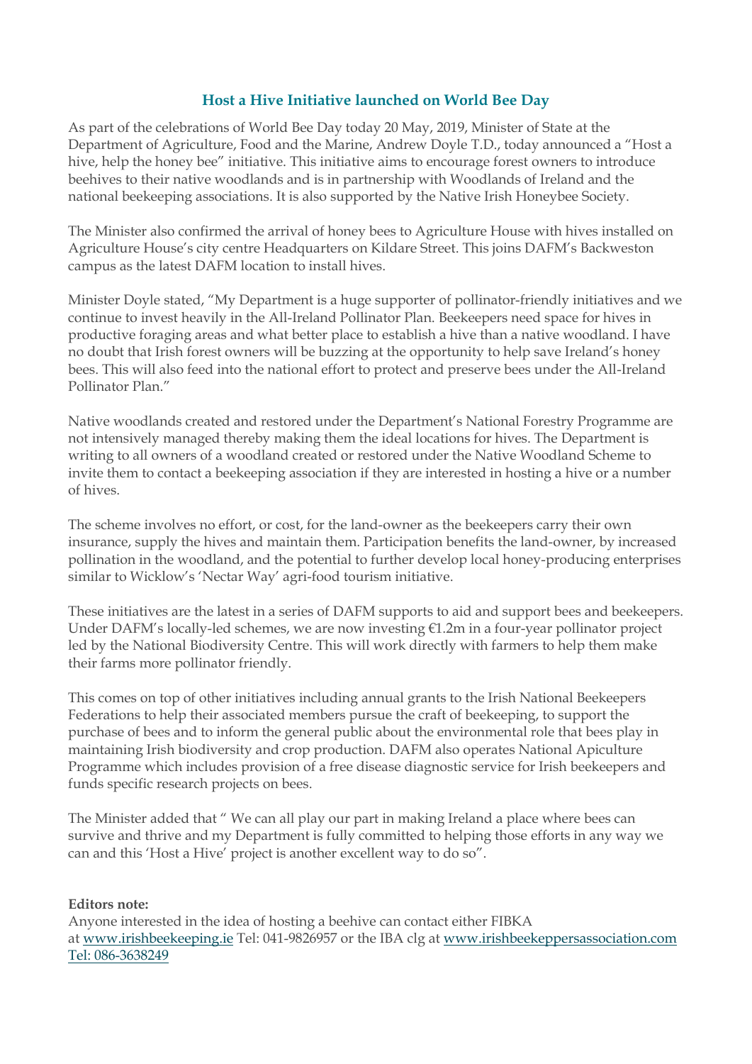## Host a Hive Initiative launched on World Bee Day

As part of the celebrations of World Bee Day today 20 May, 2019, Minister of State at the Department of Agriculture, Food and the Marine, Andrew Doyle T.D., today announced a "Host a hive, help the honey bee" initiative. This initiative aims to encourage forest owners to introduce beehives to their native woodlands and is in partnership with Woodlands of Ireland and the national beekeeping associations. It is also supported by the Native Irish Honeybee Society.

The Minister also confirmed the arrival of honey bees to Agriculture House with hives installed on Agriculture House's city centre Headquarters on Kildare Street. This joins DAFM's Backweston campus as the latest DAFM location to install hives.

Minister Doyle stated, "My Department is a huge supporter of pollinator-friendly initiatives and we continue to invest heavily in the All-Ireland Pollinator Plan. Beekeepers need space for hives in productive foraging areas and what better place to establish a hive than a native woodland. I have no doubt that Irish forest owners will be buzzing at the opportunity to help save Ireland's honey bees. This will also feed into the national effort to protect and preserve bees under the All-Ireland Pollinator Plan."

Native woodlands created and restored under the Department's National Forestry Programme are not intensively managed thereby making them the ideal locations for hives. The Department is writing to all owners of a woodland created or restored under the Native Woodland Scheme to invite them to contact a beekeeping association if they are interested in hosting a hive or a number of hives.

The scheme involves no effort, or cost, for the land-owner as the beekeepers carry their own insurance, supply the hives and maintain them. Participation benefits the land-owner, by increased pollination in the woodland, and the potential to further develop local honey-producing enterprises similar to Wicklow's 'Nectar Way' agri-food tourism initiative.

These initiatives are the latest in a series of DAFM supports to aid and support bees and beekeepers. Under DAFM's locally-led schemes, we are now investing €1.2m in a four-year pollinator project led by the National Biodiversity Centre. This will work directly with farmers to help them make their farms more pollinator friendly.

This comes on top of other initiatives including annual grants to the Irish National Beekeepers Federations to help their associated members pursue the craft of beekeeping, to support the purchase of bees and to inform the general public about the environmental role that bees play in maintaining Irish biodiversity and crop production. DAFM also operates National Apiculture Programme which includes provision of a free disease diagnostic service for Irish beekeepers and funds specific research projects on bees.

The Minister added that " We can all play our part in making Ireland a place where bees can survive and thrive and my Department is fully committed to helping those efforts in any way we can and this 'Host a Hive' project is another excellent way to do so".

**Editors note:**
Anyone interested in the idea of hosting a beehive can contact either FIBKA at www.irishbeekeeping.ie Tel: 041-9826957 or the IBA clg at www.irishbeekeppersassociation.com Tel: 086-3638249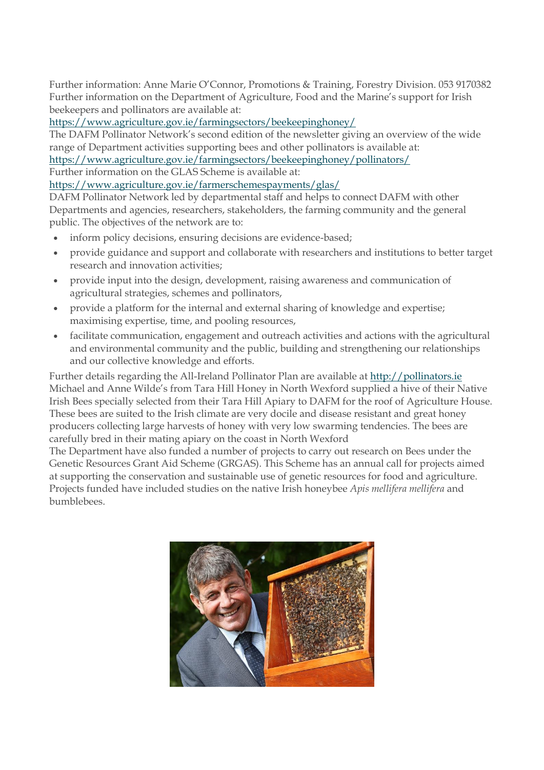Further information: Anne Marie O'Connor, Promotions & Training, Forestry Division. 053 9170382
Further information on the Department of Agriculture, Food and the Marine's support for Irish beekeepers and pollinators are available at:
https://www.agriculture.gov.ie/farmingsectors/beekeepinghoney/
The DAFM Pollinator Network's second edition of the newsletter giving an overview of the wide range of Department activities supporting bees and other pollinators is available at:
https://www.agriculture.gov.ie/farmingsectors/beekeepinghoney/pollinators/
Further information on the GLAS Scheme is available at:
https://www.agriculture.gov.ie/farmerschemespayments/glas/
DAFM Pollinator Network led by departmental staff and helps to connect DAFM with other Departments and agencies, researchers, stakeholders, the farming community and the general public. The objectives of the network are to:

- inform policy decisions, ensuring decisions are evidence-based;
- provide guidance and support and collaborate with researchers and institutions to better target research and innovation activities;
- provide input into the design, development, raising awareness and communication of agricultural strategies, schemes and pollinators,
- provide a platform for the internal and external sharing of knowledge and expertise; maximising expertise, time, and pooling resources,
- facilitate communication, engagement and outreach activities and actions with the agricultural and environmental community and the public, building and strengthening our relationships and our collective knowledge and efforts.

Further details regarding the All-Ireland Pollinator Plan are available at http://pollinators.ie
Michael and Anne Wilde's from Tara Hill Honey in North Wexford supplied a hive of their Native Irish Bees specially selected from their Tara Hill Apiary to DAFM for the roof of Agriculture House. These bees are suited to the Irish climate are very docile and disease resistant and great honey producers collecting large harvests of honey with very low swarming tendencies. The bees are carefully bred in their mating apiary on the coast in North Wexford
The Department have also funded a number of projects to carry out research on Bees under the Genetic Resources Grant Aid Scheme (GRGAS). This Scheme has an annual call for projects aimed at supporting the conservation and sustainable use of genetic resources for food and agriculture. Projects funded have included studies on the native Irish honeybee *Apis mellifera mellifera* and bumblebees.